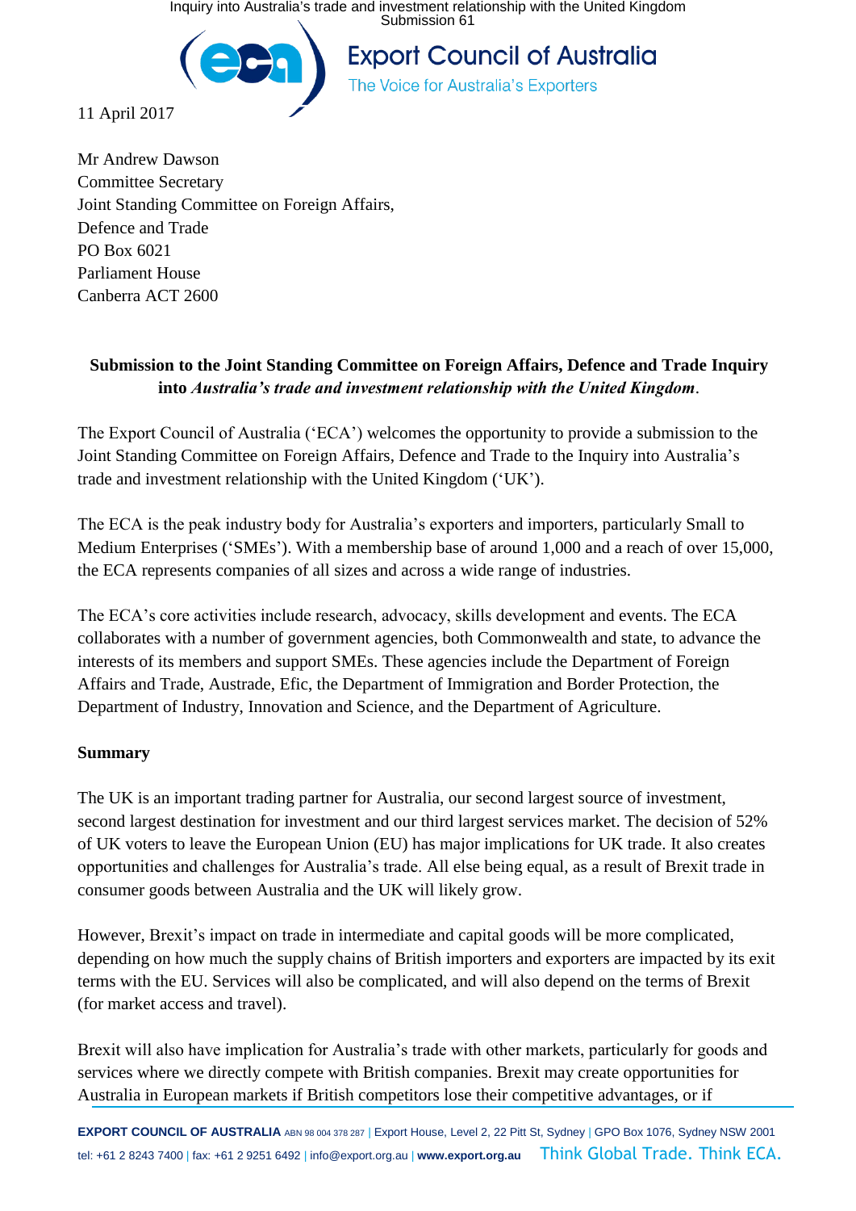Export Council of Australia

The Voice for Australia's Exporters

11 April 2017

Mr Andrew Dawson
Committee Secretary
Joint Standing Committee on Foreign Affairs,
Defence and Trade
PO Box 6021
Parliament House
Canberra ACT 2600

**Submission to the Joint Standing Committee on Foreign Affairs, Defence and Trade Inquiry into *Australia's trade and investment relationship with the United Kingdom*.**

The Export Council of Australia ('ECA') welcomes the opportunity to provide a submission to the Joint Standing Committee on Foreign Affairs, Defence and Trade to the Inquiry into Australia's trade and investment relationship with the United Kingdom ('UK').

The ECA is the peak industry body for Australia's exporters and importers, particularly Small to Medium Enterprises ('SMEs'). With a membership base of around 1,000 and a reach of over 15,000, the ECA represents companies of all sizes and across a wide range of industries.

The ECA's core activities include research, advocacy, skills development and events. The ECA collaborates with a number of government agencies, both Commonwealth and state, to advance the interests of its members and support SMEs. These agencies include the Department of Foreign Affairs and Trade, Austrade, Efic, the Department of Immigration and Border Protection, the Department of Industry, Innovation and Science, and the Department of Agriculture.

**Summary**

The UK is an important trading partner for Australia, our second largest source of investment, second largest destination for investment and our third largest services market. The decision of 52% of UK voters to leave the European Union (EU) has major implications for UK trade. It also creates opportunities and challenges for Australia's trade. All else being equal, as a result of Brexit trade in consumer goods between Australia and the UK will likely grow.

However, Brexit's impact on trade in intermediate and capital goods will be more complicated, depending on how much the supply chains of British importers and exporters are impacted by its exit terms with the EU. Services will also be complicated, and will also depend on the terms of Brexit (for market access and travel).

Brexit will also have implication for Australia's trade with other markets, particularly for goods and services where we directly compete with British companies. Brexit may create opportunities for Australia in European markets if British competitors lose their competitive advantages, or if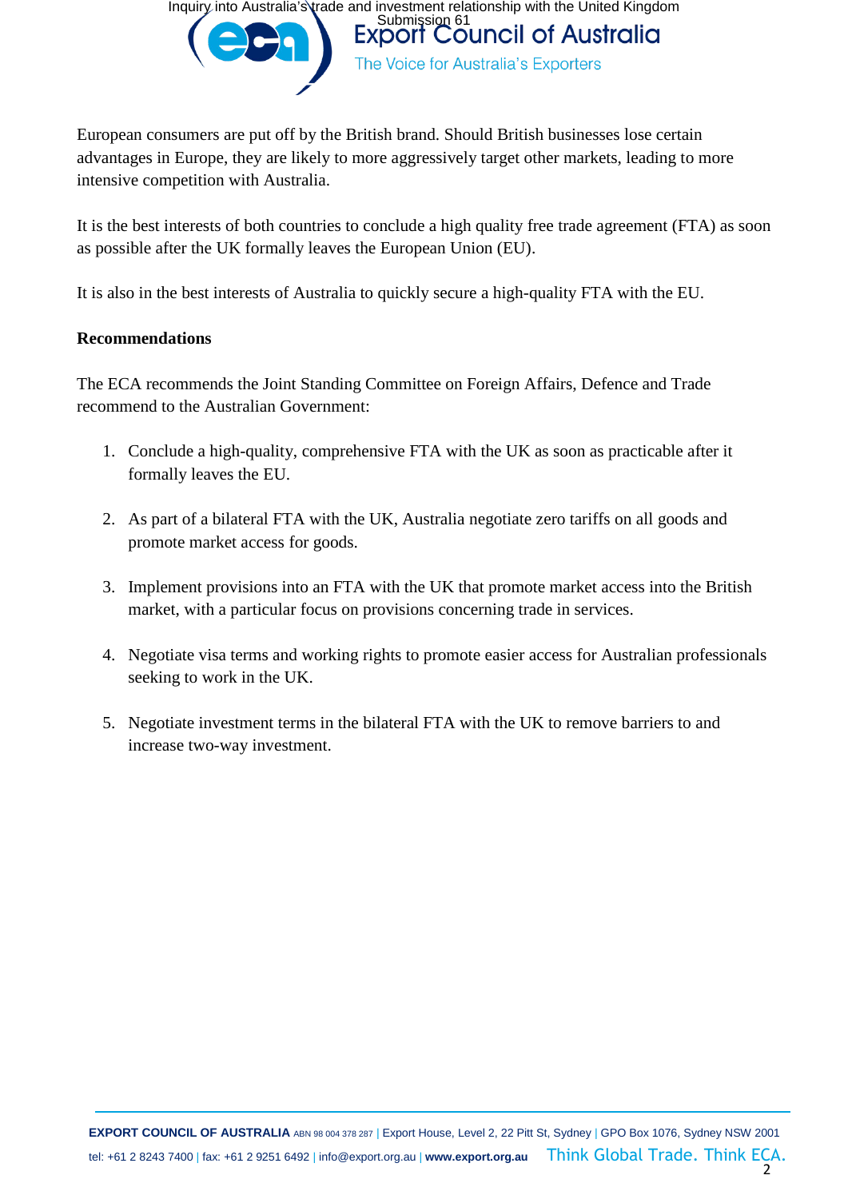European consumers are put off by the British brand. Should British businesses lose certain advantages in Europe, they are likely to more aggressively target other markets, leading to more intensive competition with Australia.

It is the best interests of both countries to conclude a high quality free trade agreement (FTA) as soon as possible after the UK formally leaves the European Union (EU).

It is also in the best interests of Australia to quickly secure a high-quality FTA with the EU.

**Recommendations**

The ECA recommends the Joint Standing Committee on Foreign Affairs, Defence and Trade recommend to the Australian Government:

1. Conclude a high-quality, comprehensive FTA with the UK as soon as practicable after it formally leaves the EU.

2. As part of a bilateral FTA with the UK, Australia negotiate zero tariffs on all goods and promote market access for goods.

3. Implement provisions into an FTA with the UK that promote market access into the British market, with a particular focus on provisions concerning trade in services.

4. Negotiate visa terms and working rights to promote easier access for Australian professionals seeking to work in the UK.

5. Negotiate investment terms in the bilateral FTA with the UK to remove barriers to and increase two-way investment.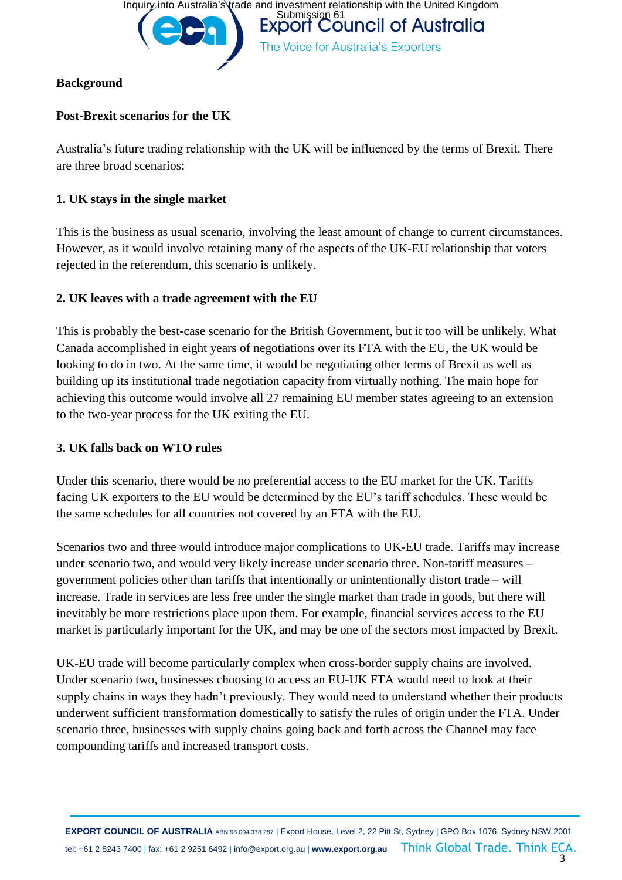**Background**

**Post-Brexit scenarios for the UK**

Australia's future trading relationship with the UK will be influenced by the terms of Brexit. There are three broad scenarios:

**1. UK stays in the single market**

This is the business as usual scenario, involving the least amount of change to current circumstances. However, as it would involve retaining many of the aspects of the UK-EU relationship that voters rejected in the referendum, this scenario is unlikely.

**2. UK leaves with a trade agreement with the EU**

This is probably the best-case scenario for the British Government, but it too will be unlikely. What Canada accomplished in eight years of negotiations over its FTA with the EU, the UK would be looking to do in two. At the same time, it would be negotiating other terms of Brexit as well as building up its institutional trade negotiation capacity from virtually nothing. The main hope for achieving this outcome would involve all 27 remaining EU member states agreeing to an extension to the two-year process for the UK exiting the EU.

**3. UK falls back on WTO rules**

Under this scenario, there would be no preferential access to the EU market for the UK. Tariffs facing UK exporters to the EU would be determined by the EU's tariff schedules. These would be the same schedules for all countries not covered by an FTA with the EU.

Scenarios two and three would introduce major complications to UK-EU trade. Tariffs may increase under scenario two, and would very likely increase under scenario three. Non-tariff measures – government policies other than tariffs that intentionally or unintentionally distort trade – will increase. Trade in services are less free under the single market than trade in goods, but there will inevitably be more restrictions place upon them. For example, financial services access to the EU market is particularly important for the UK, and may be one of the sectors most impacted by Brexit.

UK-EU trade will become particularly complex when cross-border supply chains are involved. Under scenario two, businesses choosing to access an EU-UK FTA would need to look at their supply chains in ways they hadn't previously. They would need to understand whether their products underwent sufficient transformation domestically to satisfy the rules of origin under the FTA. Under scenario three, businesses with supply chains going back and forth across the Channel may face compounding tariffs and increased transport costs.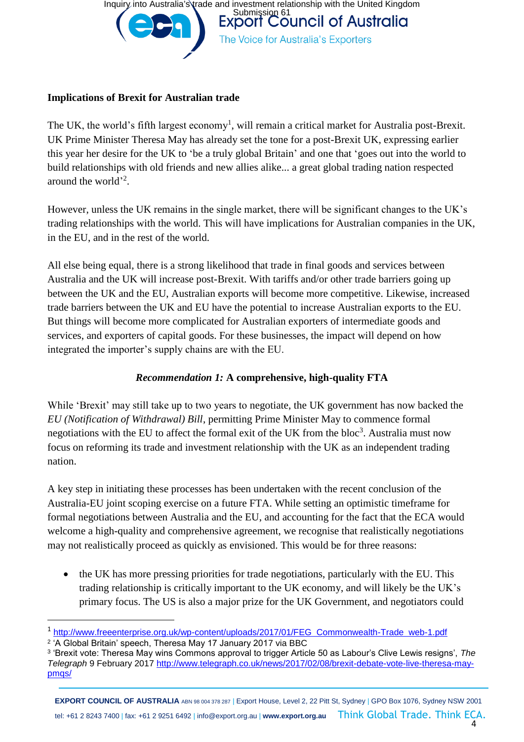**Implications of Brexit for Australian trade**

The UK, the world's fifth largest economy[1], will remain a critical market for Australia post-Brexit. UK Prime Minister Theresa May has already set the tone for a post-Brexit UK, expressing earlier this year her desire for the UK to 'be a truly global Britain' and one that 'goes out into the world to build relationships with old friends and new allies alike... a great global trading nation respected around the world'[2].

However, unless the UK remains in the single market, there will be significant changes to the UK's trading relationships with the world. This will have implications for Australian companies in the UK, in the EU, and in the rest of the world.

All else being equal, there is a strong likelihood that trade in final goods and services between Australia and the UK will increase post-Brexit. With tariffs and/or other trade barriers going up between the UK and the EU, Australian exports will become more competitive. Likewise, increased trade barriers between the UK and EU have the potential to increase Australian exports to the EU. But things will become more complicated for Australian exporters of intermediate goods and services, and exporters of capital goods. For these businesses, the impact will depend on how integrated the importer's supply chains are with the EU.

***Recommendation 1:* A comprehensive, high-quality FTA**

While 'Brexit' may still take up to two years to negotiate, the UK government has now backed the *EU (Notification of Withdrawal) Bill*, permitting Prime Minister May to commence formal negotiations with the EU to affect the formal exit of the UK from the bloc[3]. Australia must now focus on reforming its trade and investment relationship with the UK as an independent trading nation.

A key step in initiating these processes has been undertaken with the recent conclusion of the Australia-EU joint scoping exercise on a future FTA. While setting an optimistic timeframe for formal negotiations between Australia and the EU, and accounting for the fact that the ECA would welcome a high-quality and comprehensive agreement, we recognise that realistically negotiations may not realistically proceed as quickly as envisioned. This would be for three reasons:

- the UK has more pressing priorities for trade negotiations, particularly with the EU. This trading relationship is critically important to the UK economy, and will likely be the UK's primary focus. The US is also a major prize for the UK Government, and negotiators could

---

[1] http://www.freeenterprise.org.uk/wp-content/uploads/2017/01/FEG_Commonwealth-Trade_web-1.pdf

[2] 'A Global Britain' speech, Theresa May 17 January 2017 via BBC

[3] 'Brexit vote: Theresa May wins Commons approval to trigger Article 50 as Labour's Clive Lewis resigns', *The Telegraph* 9 February 2017 http://www.telegraph.co.uk/news/2017/02/08/brexit-debate-vote-live-theresa-may-pmqs/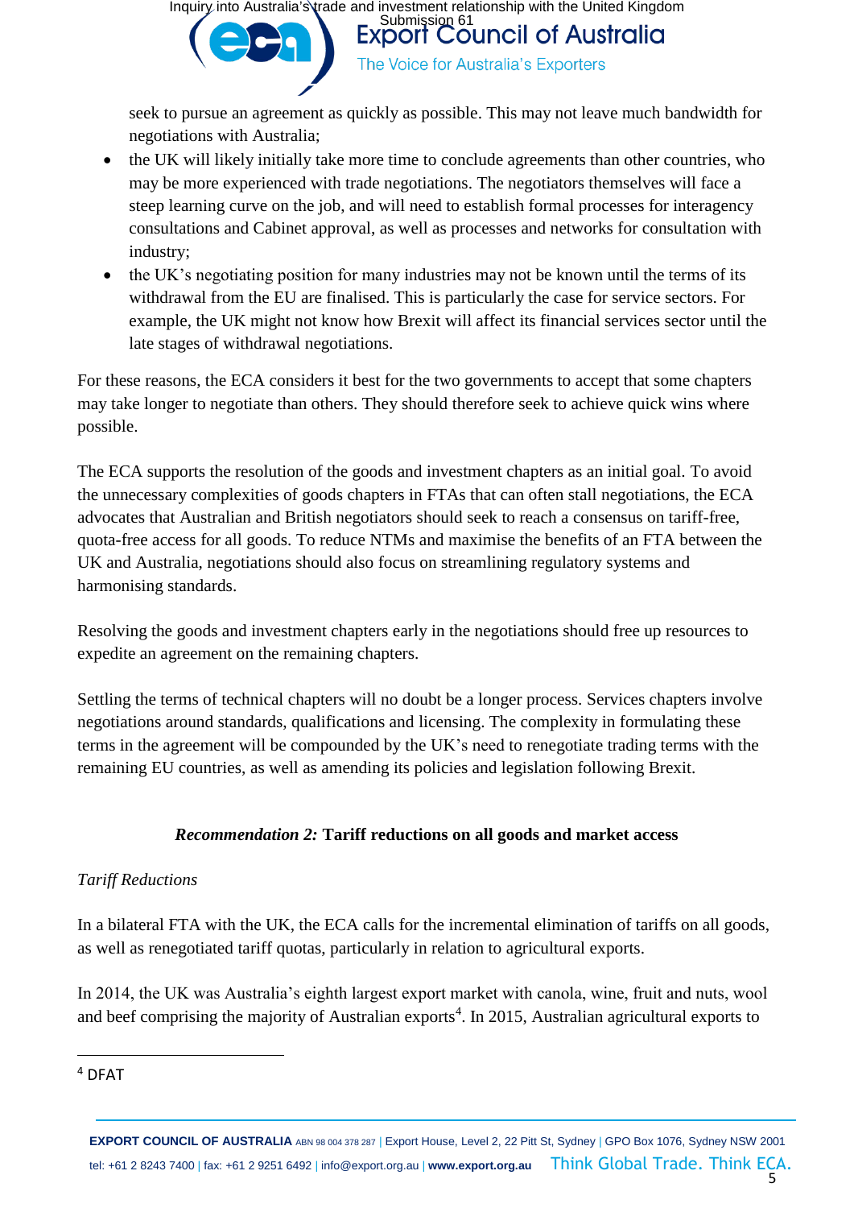seek to pursue an agreement as quickly as possible. This may not leave much bandwidth for negotiations with Australia;

- the UK will likely initially take more time to conclude agreements than other countries, who may be more experienced with trade negotiations. The negotiators themselves will face a steep learning curve on the job, and will need to establish formal processes for interagency consultations and Cabinet approval, as well as processes and networks for consultation with industry;
- the UK's negotiating position for many industries may not be known until the terms of its withdrawal from the EU are finalised. This is particularly the case for service sectors. For example, the UK might not know how Brexit will affect its financial services sector until the late stages of withdrawal negotiations.

For these reasons, the ECA considers it best for the two governments to accept that some chapters may take longer to negotiate than others. They should therefore seek to achieve quick wins where possible.

The ECA supports the resolution of the goods and investment chapters as an initial goal. To avoid the unnecessary complexities of goods chapters in FTAs that can often stall negotiations, the ECA advocates that Australian and British negotiators should seek to reach a consensus on tariff-free, quota-free access for all goods. To reduce NTMs and maximise the benefits of an FTA between the UK and Australia, negotiations should also focus on streamlining regulatory systems and harmonising standards.

Resolving the goods and investment chapters early in the negotiations should free up resources to expedite an agreement on the remaining chapters.

Settling the terms of technical chapters will no doubt be a longer process. Services chapters involve negotiations around standards, qualifications and licensing. The complexity in formulating these terms in the agreement will be compounded by the UK's need to renegotiate trading terms with the remaining EU countries, as well as amending its policies and legislation following Brexit.

### *Recommendation 2:* Tariff reductions on all goods and market access

*Tariff Reductions*

In a bilateral FTA with the UK, the ECA calls for the incremental elimination of tariffs on all goods, as well as renegotiated tariff quotas, particularly in relation to agricultural exports.

In 2014, the UK was Australia's eighth largest export market with canola, wine, fruit and nuts, wool and beef comprising the majority of Australian exports[4]. In 2015, Australian agricultural exports to

[4] DFAT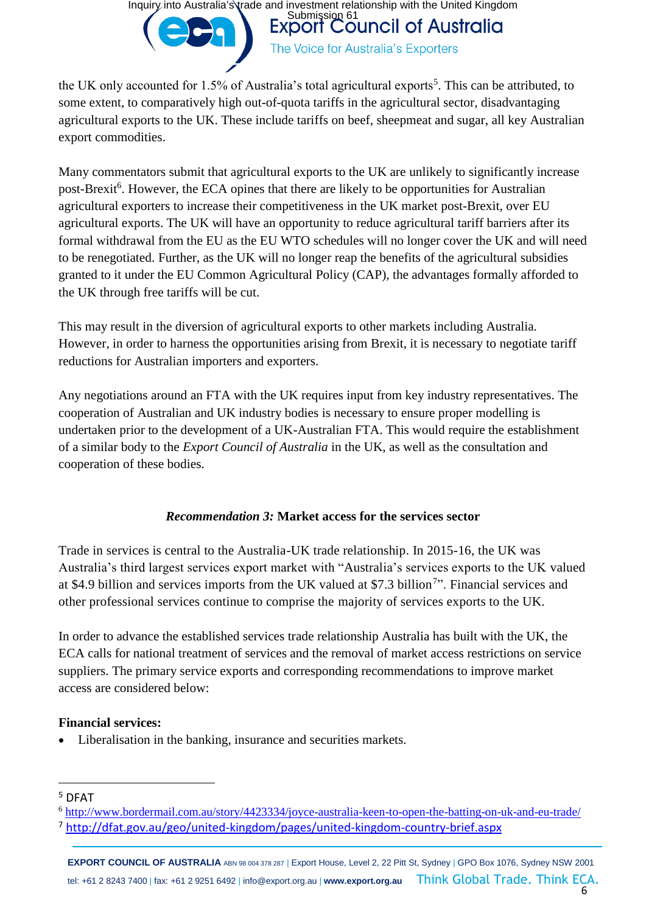the UK only accounted for 1.5% of Australia's total agricultural exports[5]. This can be attributed, to some extent, to comparatively high out-of-quota tariffs in the agricultural sector, disadvantaging agricultural exports to the UK. These include tariffs on beef, sheepmeat and sugar, all key Australian export commodities.

Many commentators submit that agricultural exports to the UK are unlikely to significantly increase post-Brexit[6]. However, the ECA opines that there are likely to be opportunities for Australian agricultural exporters to increase their competitiveness in the UK market post-Brexit, over EU agricultural exports. The UK will have an opportunity to reduce agricultural tariff barriers after its formal withdrawal from the EU as the EU WTO schedules will no longer cover the UK and will need to be renegotiated. Further, as the UK will no longer reap the benefits of the agricultural subsidies granted to it under the EU Common Agricultural Policy (CAP), the advantages formally afforded to the UK through free tariffs will be cut.

This may result in the diversion of agricultural exports to other markets including Australia. However, in order to harness the opportunities arising from Brexit, it is necessary to negotiate tariff reductions for Australian importers and exporters.

Any negotiations around an FTA with the UK requires input from key industry representatives. The cooperation of Australian and UK industry bodies is necessary to ensure proper modelling is undertaken prior to the development of a UK-Australian FTA. This would require the establishment of a similar body to the *Export Council of Australia* in the UK, as well as the consultation and cooperation of these bodies.

### *Recommendation 3:* Market access for the services sector

Trade in services is central to the Australia-UK trade relationship. In 2015-16, the UK was Australia's third largest services export market with "Australia's services exports to the UK valued at $4.9 billion and services imports from the UK valued at $7.3 billion[7]". Financial services and other professional services continue to comprise the majority of services exports to the UK.

In order to advance the established services trade relationship Australia has built with the UK, the ECA calls for national treatment of services and the removal of market access restrictions on service suppliers. The primary service exports and corresponding recommendations to improve market access are considered below:

**Financial services:**

- Liberalisation in the banking, insurance and securities markets.

---

[5] DFAT

[6] http://www.bordermail.com.au/story/4423334/joyce-australia-keen-to-open-the-batting-on-uk-and-eu-trade/

[7] http://dfat.gov.au/geo/united-kingdom/pages/united-kingdom-country-brief.aspx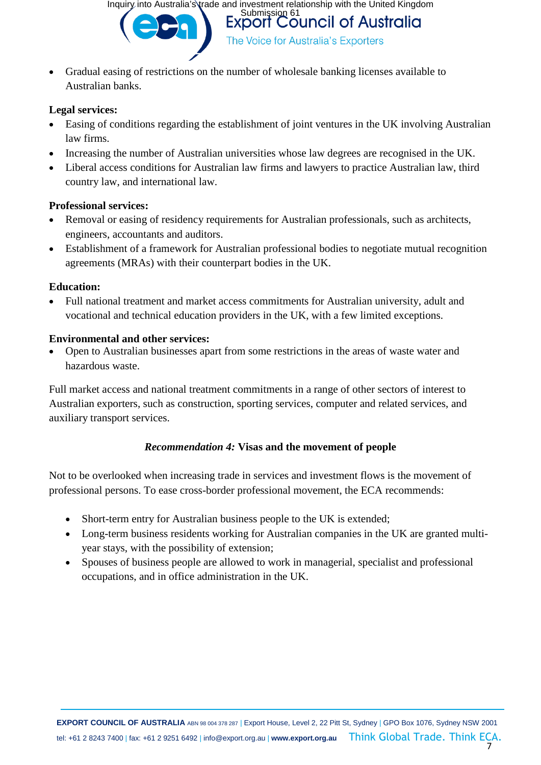- Gradual easing of restrictions on the number of wholesale banking licenses available to Australian banks.

**Legal services:**

- Easing of conditions regarding the establishment of joint ventures in the UK involving Australian law firms.
- Increasing the number of Australian universities whose law degrees are recognised in the UK.
- Liberal access conditions for Australian law firms and lawyers to practice Australian law, third country law, and international law.

**Professional services:**

- Removal or easing of residency requirements for Australian professionals, such as architects, engineers, accountants and auditors.
- Establishment of a framework for Australian professional bodies to negotiate mutual recognition agreements (MRAs) with their counterpart bodies in the UK.

**Education:**

- Full national treatment and market access commitments for Australian university, adult and vocational and technical education providers in the UK, with a few limited exceptions.

**Environmental and other services:**

- Open to Australian businesses apart from some restrictions in the areas of waste water and hazardous waste.

Full market access and national treatment commitments in a range of other sectors of interest to Australian exporters, such as construction, sporting services, computer and related services, and auxiliary transport services.

### *Recommendation 4:* Visas and the movement of people

Not to be overlooked when increasing trade in services and investment flows is the movement of professional persons. To ease cross-border professional movement, the ECA recommends:

- Short-term entry for Australian business people to the UK is extended;
- Long-term business residents working for Australian companies in the UK are granted multi-year stays, with the possibility of extension;
- Spouses of business people are allowed to work in managerial, specialist and professional occupations, and in office administration in the UK.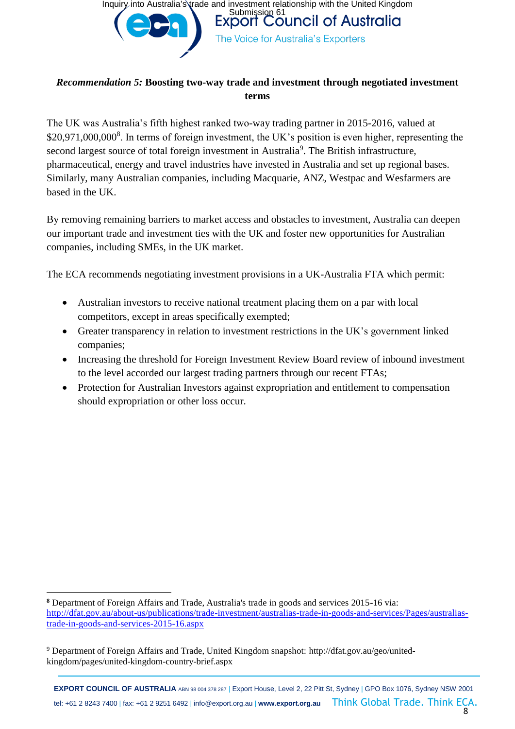***Recommendation 5:* Boosting two-way trade and investment through negotiated investment terms**

The UK was Australia's fifth highest ranked two-way trading partner in 2015-2016, valued at $20,971,000,000[8]. In terms of foreign investment, the UK's position is even higher, representing the second largest source of total foreign investment in Australia[9]. The British infrastructure, pharmaceutical, energy and travel industries have invested in Australia and set up regional bases. Similarly, many Australian companies, including Macquarie, ANZ, Westpac and Wesfarmers are based in the UK.

By removing remaining barriers to market access and obstacles to investment, Australia can deepen our important trade and investment ties with the UK and foster new opportunities for Australian companies, including SMEs, in the UK market.

The ECA recommends negotiating investment provisions in a UK-Australia FTA which permit:

- Australian investors to receive national treatment placing them on a par with local competitors, except in areas specifically exempted;
- Greater transparency in relation to investment restrictions in the UK's government linked companies;
- Increasing the threshold for Foreign Investment Review Board review of inbound investment to the level accorded our largest trading partners through our recent FTAs;
- Protection for Australian Investors against expropriation and entitlement to compensation should expropriation or other loss occur.

---

[8] Department of Foreign Affairs and Trade, Australia's trade in goods and services 2015-16 via: http://dfat.gov.au/about-us/publications/trade-investment/australias-trade-in-goods-and-services/Pages/australias-trade-in-goods-and-services-2015-16.aspx

[9] Department of Foreign Affairs and Trade, United Kingdom snapshot: http://dfat.gov.au/geo/united-kingdom/pages/united-kingdom-country-brief.aspx